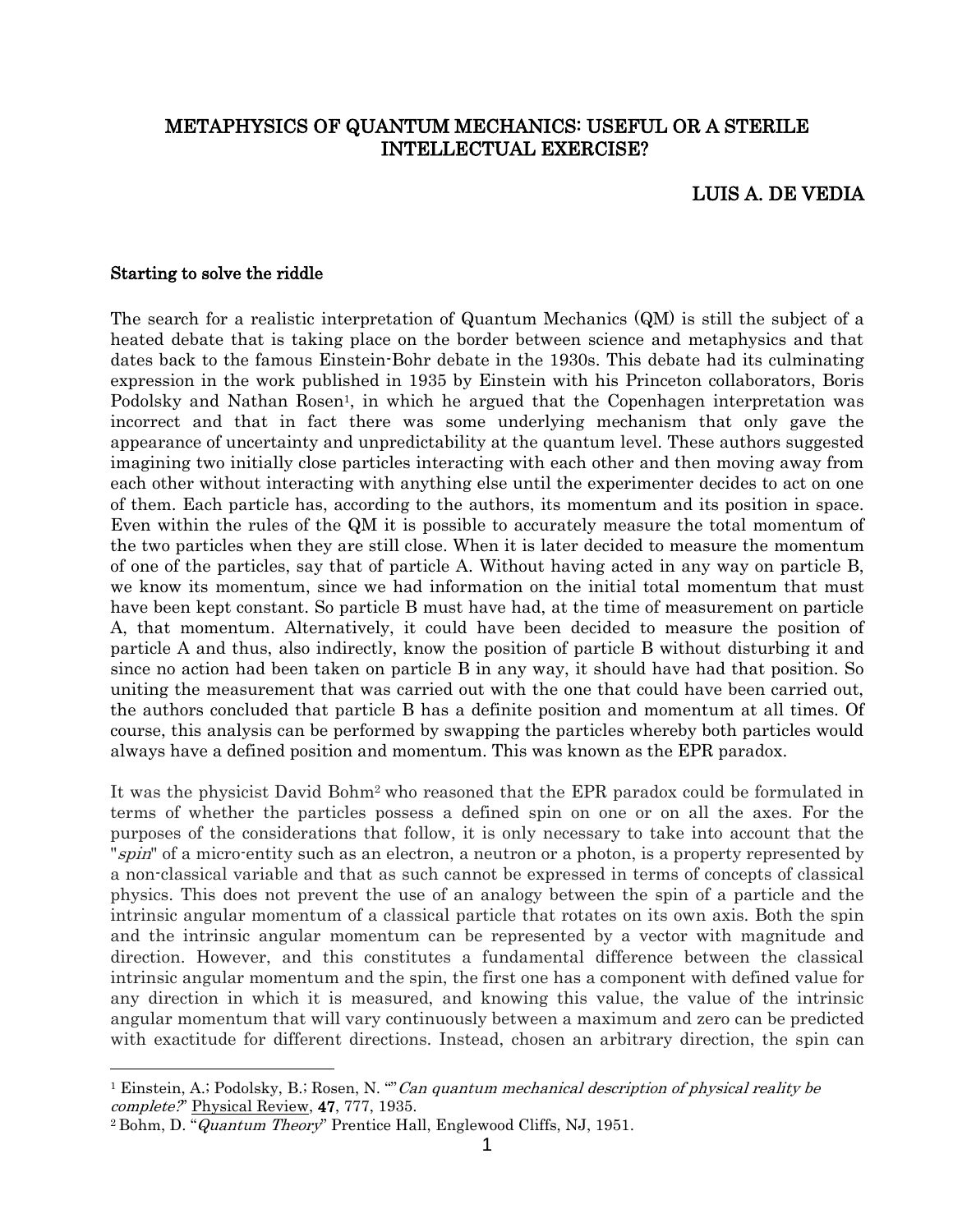# METAPHYSICS OF QUANTUM MECHANICS: USEFUL OR A STERILE INTELLECTUAL EXERCISE?

**LUIS A. DE VEDIA**

## Starting to solve the riddle

The search for a realistic interpretation of Quantum Mechanics (QM) is still the subject of a heated debate that is taking place on the border between science and metaphysics and that dates back to the famous Einstein-Bohr debate in the 1930s. This debate had its culminating expression in the work published in 1935 by Einstein with his Princeton collaborators, Boris Podolsky and Nathan Rosen[1], in which he argued that the Copenhagen interpretation was incorrect and that in fact there was some underlying mechanism that only gave the appearance of uncertainty and unpredictability at the quantum level. These authors suggested imagining two initially close particles interacting with each other and then moving away from each other without interacting with anything else until the experimenter decides to act on one of them. Each particle has, according to the authors, its momentum and its position in space. Even within the rules of the QM it is possible to accurately measure the total momentum of the two particles when they are still close. When it is later decided to measure the momentum of one of the particles, say that of particle A. Without having acted in any way on particle B, we know its momentum, since we had information on the initial total momentum that must have been kept constant. So particle B must have had, at the time of measurement on particle A, that momentum. Alternatively, it could have been decided to measure the position of particle A and thus, also indirectly, know the position of particle B without disturbing it and since no action had been taken on particle B in any way, it should have had that position. So uniting the measurement that was carried out with the one that could have been carried out, the authors concluded that particle B has a definite position and momentum at all times. Of course, this analysis can be performed by swapping the particles whereby both particles would always have a defined position and momentum. This was known as the EPR paradox.

It was the physicist David Bohm[2] who reasoned that the EPR paradox could be formulated in terms of whether the particles possess a defined spin on one or on all the axes. For the purposes of the considerations that follow, it is only necessary to take into account that the "*spin*" of a micro-entity such as an electron, a neutron or a photon, is a property represented by a non-classical variable and that as such cannot be expressed in terms of concepts of classical physics. This does not prevent the use of an analogy between the spin of a particle and the intrinsic angular momentum of a classical particle that rotates on its own axis. Both the spin and the intrinsic angular momentum can be represented by a vector with magnitude and direction. However, and this constitutes a fundamental difference between the classical intrinsic angular momentum and the spin, the first one has a component with defined value for any direction in which it is measured, and knowing this value, the value of the intrinsic angular momentum that will vary continuously between a maximum and zero can be predicted with exactitude for different directions. Instead, chosen an arbitrary direction, the spin can

---

[1] Einstein, A.; Podolsky, B.; Rosen, N. ""*Can quantum mechanical description of physical reality be complete?*" Physical Review, **47**, 777, 1935.

[2] Bohm, D. "*Quantum Theory*" Prentice Hall, Englewood Cliffs, NJ, 1951.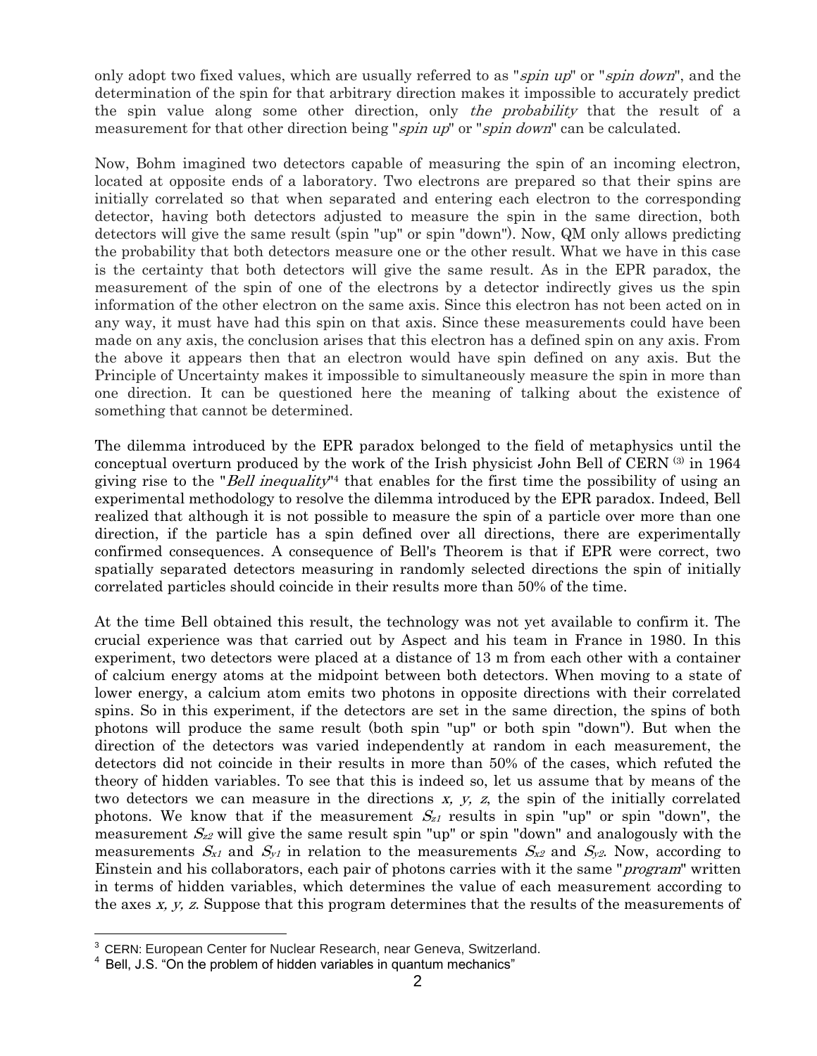only adopt two fixed values, which are usually referred to as "*spin up*" or "*spin down*", and the determination of the spin for that arbitrary direction makes it impossible to accurately predict the spin value along some other direction, only *the probability* that the result of a measurement for that other direction being "*spin up*" or "*spin down*" can be calculated.

Now, Bohm imagined two detectors capable of measuring the spin of an incoming electron, located at opposite ends of a laboratory. Two electrons are prepared so that their spins are initially correlated so that when separated and entering each electron to the corresponding detector, having both detectors adjusted to measure the spin in the same direction, both detectors will give the same result (spin "up" or spin "down"). Now, QM only allows predicting the probability that both detectors measure one or the other result. What we have in this case is the certainty that both detectors will give the same result. As in the EPR paradox, the measurement of the spin of one of the electrons by a detector indirectly gives us the spin information of the other electron on the same axis. Since this electron has not been acted on in any way, it must have had this spin on that axis. Since these measurements could have been made on any axis, the conclusion arises that this electron has a defined spin on any axis. From the above it appears then that an electron would have spin defined on any axis. But the Principle of Uncertainty makes it impossible to simultaneously measure the spin in more than one direction. It can be questioned here the meaning of talking about the existence of something that cannot be determined.

The dilemma introduced by the EPR paradox belonged to the field of metaphysics until the conceptual overturn produced by the work of the Irish physicist John Bell of CERN [(3)] in 1964 giving rise to the "*Bell inequality*"[4] that enables for the first time the possibility of using an experimental methodology to resolve the dilemma introduced by the EPR paradox. Indeed, Bell realized that although it is not possible to measure the spin of a particle over more than one direction, if the particle has a spin defined over all directions, there are experimentally confirmed consequences. A consequence of Bell's Theorem is that if EPR were correct, two spatially separated detectors measuring in randomly selected directions the spin of initially correlated particles should coincide in their results more than 50% of the time.

At the time Bell obtained this result, the technology was not yet available to confirm it. The crucial experience was that carried out by Aspect and his team in France in 1980. In this experiment, two detectors were placed at a distance of 13 m from each other with a container of calcium energy atoms at the midpoint between both detectors. When moving to a state of lower energy, a calcium atom emits two photons in opposite directions with their correlated spins. So in this experiment, if the detectors are set in the same direction, the spins of both photons will produce the same result (both spin "up" or both spin "down"). But when the direction of the detectors was varied independently at random in each measurement, the detectors did not coincide in their results in more than 50% of the cases, which refuted the theory of hidden variables. To see that this is indeed so, let us assume that by means of the two detectors we can measure in the directions $x, y, z$, the spin of the initially correlated photons. We know that if the measurement $S_{z1}$ results in spin "up" or spin "down", the measurement $S_{z2}$ will give the same result spin "up" or spin "down" and analogously with the measurements $S_{x1}$ and $S_{y1}$ in relation to the measurements $S_{x2}$ and $S_{y2}$. Now, according to Einstein and his collaborators, each pair of photons carries with it the same "*program*" written in terms of hidden variables, which determines the value of each measurement according to the axes $x, y, z$. Suppose that this program determines that the results of the measurements of

---

[3] CERN: European Center for Nuclear Research, near Geneva, Switzerland.

[4] Bell, J.S. "On the problem of hidden variables in quantum mechanics"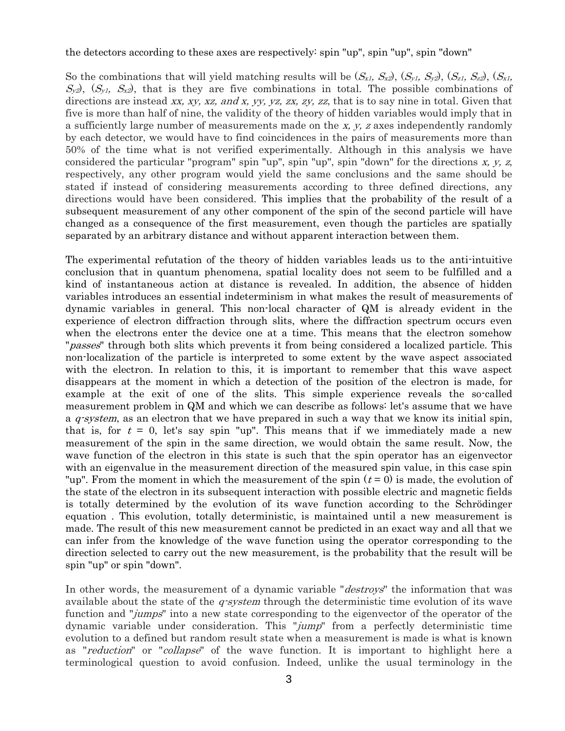the detectors according to these axes are respectively: spin "up", spin "up", spin "down"

So the combinations that will yield matching results will be ($S_{x1}$, $S_{x2}$), ($S_{y1}$, $S_{y2}$), ($S_{z1}$, $S_{z2}$), ($S_{x1}$, $S_{y2}$), ($S_{y1}$, $S_{x2}$), that is they are five combinations in total. The possible combinations of directions are instead *xx, xy, xz, and x, yy, yz, zx, zy, zz*, that is to say nine in total. Given that five is more than half of nine, the validity of the theory of hidden variables would imply that in a sufficiently large number of measurements made on the *x, y, z* axes independently randomly by each detector, we would have to find coincidences in the pairs of measurements more than 50% of the time what is not verified experimentally. Although in this analysis we have considered the particular "program" spin "up", spin "up", spin "down" for the directions *x, y, z*, respectively, any other program would yield the same conclusions and the same should be stated if instead of considering measurements according to three defined directions, any directions would have been considered. This implies that the probability of the result of a subsequent measurement of any other component of the spin of the second particle will have changed as a consequence of the first measurement, even though the particles are spatially separated by an arbitrary distance and without apparent interaction between them.

The experimental refutation of the theory of hidden variables leads us to the anti-intuitive conclusion that in quantum phenomena, spatial locality does not seem to be fulfilled and a kind of instantaneous action at distance is revealed. In addition, the absence of hidden variables introduces an essential indeterminism in what makes the result of measurements of dynamic variables in general. This non-local character of QM is already evident in the experience of electron diffraction through slits, where the diffraction spectrum occurs even when the electrons enter the device one at a time. This means that the electron somehow "*passes*" through both slits which prevents it from being considered a localized particle. This non-localization of the particle is interpreted to some extent by the wave aspect associated with the electron. In relation to this, it is important to remember that this wave aspect disappears at the moment in which a detection of the position of the electron is made, for example at the exit of one of the slits. This simple experience reveals the so-called measurement problem in QM and which we can describe as follows: let's assume that we have a *q-system*, as an electron that we have prepared in such a way that we know its initial spin, that is, for $t = 0$, let's say spin "up". This means that if we immediately made a new measurement of the spin in the same direction, we would obtain the same result. Now, the wave function of the electron in this state is such that the spin operator has an eigenvector with an eigenvalue in the measurement direction of the measured spin value, in this case spin "up". From the moment in which the measurement of the spin ($t = 0$) is made, the evolution of the state of the electron in its subsequent interaction with possible electric and magnetic fields is totally determined by the evolution of its wave function according to the Schrödinger equation . This evolution, totally deterministic, is maintained until a new measurement is made. The result of this new measurement cannot be predicted in an exact way and all that we can infer from the knowledge of the wave function using the operator corresponding to the direction selected to carry out the new measurement, is the probability that the result will be spin "up" or spin "down".

In other words, the measurement of a dynamic variable "*destroys*" the information that was available about the state of the *q-system* through the deterministic time evolution of its wave function and "*jumps*" into a new state corresponding to the eigenvector of the operator of the dynamic variable under consideration. This "*jump*" from a perfectly deterministic time evolution to a defined but random result state when a measurement is made is what is known as "*reduction*" or "*collapse*" of the wave function. It is important to highlight here a terminological question to avoid confusion. Indeed, unlike the usual terminology in the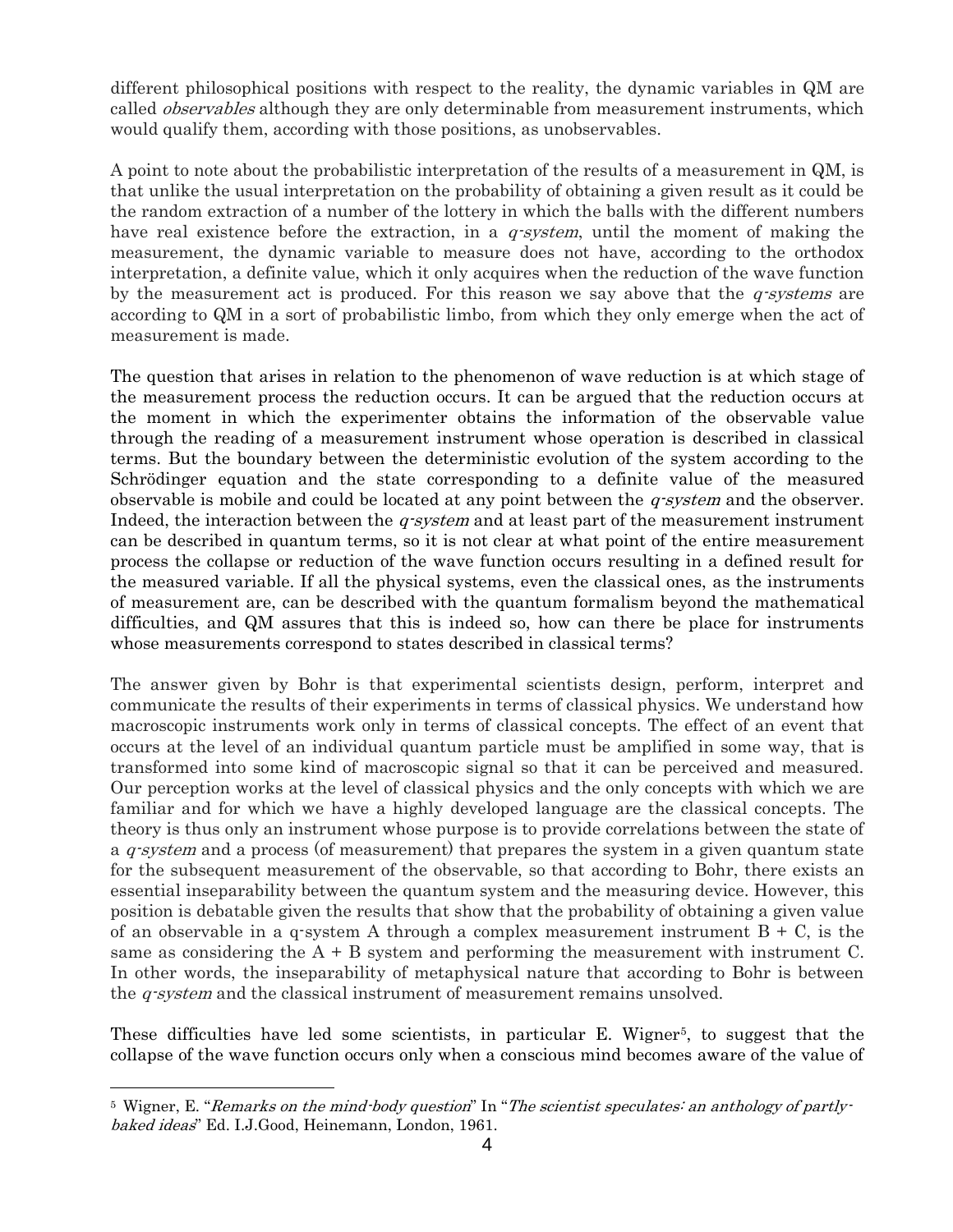different philosophical positions with respect to the reality, the dynamic variables in QM are called *observables* although they are only determinable from measurement instruments, which would qualify them, according with those positions, as unobservables.

A point to note about the probabilistic interpretation of the results of a measurement in QM, is that unlike the usual interpretation on the probability of obtaining a given result as it could be the random extraction of a number of the lottery in which the balls with the different numbers have real existence before the extraction, in a *q-system*, until the moment of making the measurement, the dynamic variable to measure does not have, according to the orthodox interpretation, a definite value, which it only acquires when the reduction of the wave function by the measurement act is produced. For this reason we say above that the *q-systems* are according to QM in a sort of probabilistic limbo, from which they only emerge when the act of measurement is made.

The question that arises in relation to the phenomenon of wave reduction is at which stage of the measurement process the reduction occurs. It can be argued that the reduction occurs at the moment in which the experimenter obtains the information of the observable value through the reading of a measurement instrument whose operation is described in classical terms. But the boundary between the deterministic evolution of the system according to the Schrödinger equation and the state corresponding to a definite value of the measured observable is mobile and could be located at any point between the *q-system* and the observer. Indeed, the interaction between the *q-system* and at least part of the measurement instrument can be described in quantum terms, so it is not clear at what point of the entire measurement process the collapse or reduction of the wave function occurs resulting in a defined result for the measured variable. If all the physical systems, even the classical ones, as the instruments of measurement are, can be described with the quantum formalism beyond the mathematical difficulties, and QM assures that this is indeed so, how can there be place for instruments whose measurements correspond to states described in classical terms?

The answer given by Bohr is that experimental scientists design, perform, interpret and communicate the results of their experiments in terms of classical physics. We understand how macroscopic instruments work only in terms of classical concepts. The effect of an event that occurs at the level of an individual quantum particle must be amplified in some way, that is transformed into some kind of macroscopic signal so that it can be perceived and measured. Our perception works at the level of classical physics and the only concepts with which we are familiar and for which we have a highly developed language are the classical concepts. The theory is thus only an instrument whose purpose is to provide correlations between the state of a *q-system* and a process (of measurement) that prepares the system in a given quantum state for the subsequent measurement of the observable, so that according to Bohr, there exists an essential inseparability between the quantum system and the measuring device. However, this position is debatable given the results that show that the probability of obtaining a given value of an observable in a q-system A through a complex measurement instrument B + C, is the same as considering the A + B system and performing the measurement with instrument C. In other words, the inseparability of metaphysical nature that according to Bohr is between the *q-system* and the classical instrument of measurement remains unsolved.

These difficulties have led some scientists, in particular E. Wigner[5], to suggest that the collapse of the wave function occurs only when a conscious mind becomes aware of the value of

---

[5] Wigner, E. "*Remarks on the mind-body question*" In "*The scientist speculates: an anthology of partly-baked ideas*" Ed. I.J.Good, Heinemann, London, 1961.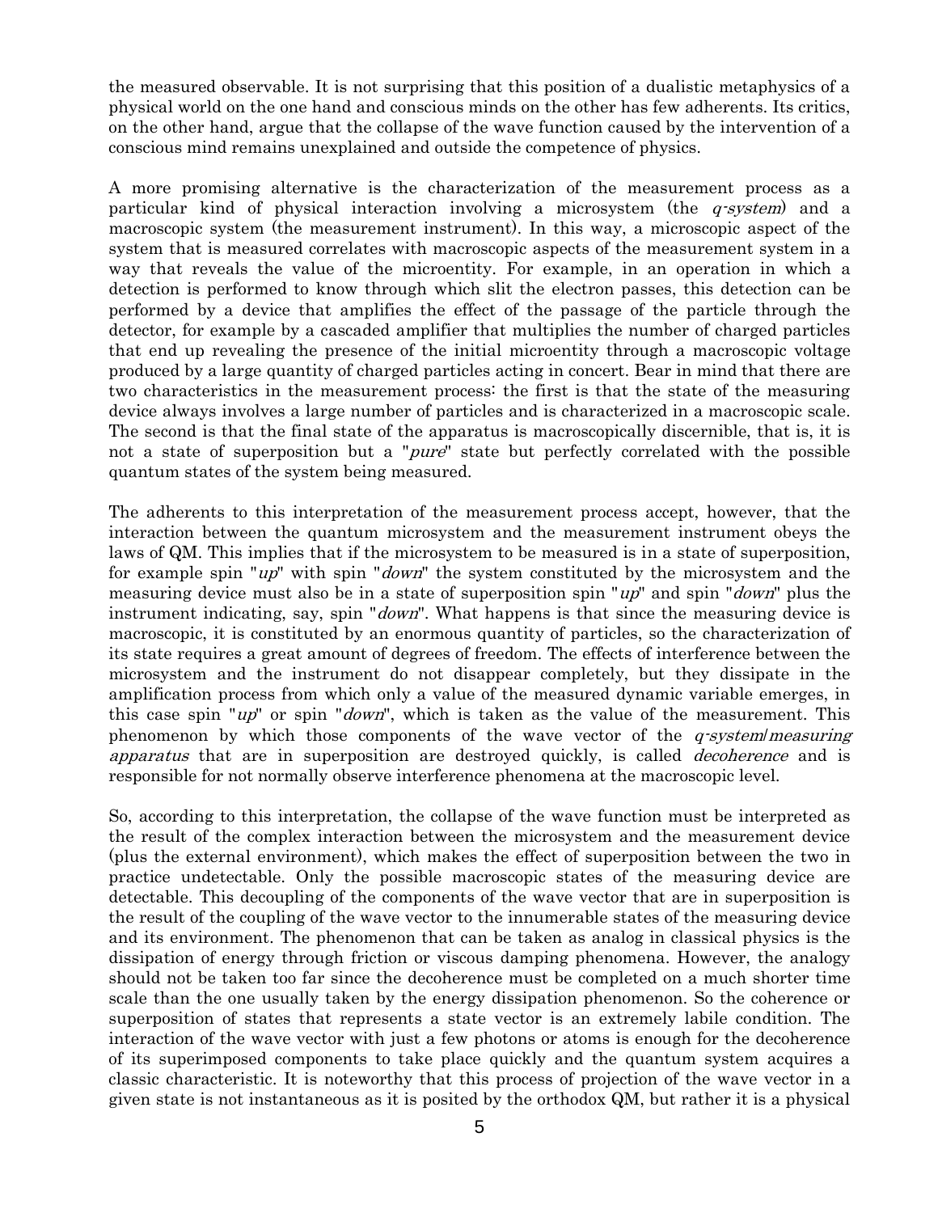the measured observable. It is not surprising that this position of a dualistic metaphysics of a physical world on the one hand and conscious minds on the other has few adherents. Its critics, on the other hand, argue that the collapse of the wave function caused by the intervention of a conscious mind remains unexplained and outside the competence of physics.

A more promising alternative is the characterization of the measurement process as a particular kind of physical interaction involving a microsystem (the *q-system*) and a macroscopic system (the measurement instrument). In this way, a microscopic aspect of the system that is measured correlates with macroscopic aspects of the measurement system in a way that reveals the value of the microentity. For example, in an operation in which a detection is performed to know through which slit the electron passes, this detection can be performed by a device that amplifies the effect of the passage of the particle through the detector, for example by a cascaded amplifier that multiplies the number of charged particles that end up revealing the presence of the initial microentity through a macroscopic voltage produced by a large quantity of charged particles acting in concert. Bear in mind that there are two characteristics in the measurement process: the first is that the state of the measuring device always involves a large number of particles and is characterized in a macroscopic scale. The second is that the final state of the apparatus is macroscopically discernible, that is, it is not a state of superposition but a "*pure*" state but perfectly correlated with the possible quantum states of the system being measured.

The adherents to this interpretation of the measurement process accept, however, that the interaction between the quantum microsystem and the measurement instrument obeys the laws of QM. This implies that if the microsystem to be measured is in a state of superposition, for example spin "*up*" with spin "*down*" the system constituted by the microsystem and the measuring device must also be in a state of superposition spin "*up*" and spin "*down*" plus the instrument indicating, say, spin "*down*". What happens is that since the measuring device is macroscopic, it is constituted by an enormous quantity of particles, so the characterization of its state requires a great amount of degrees of freedom. The effects of interference between the microsystem and the instrument do not disappear completely, but they dissipate in the amplification process from which only a value of the measured dynamic variable emerges, in this case spin "*up*" or spin "*down*", which is taken as the value of the measurement. This phenomenon by which those components of the wave vector of the *q-system/measuring apparatus* that are in superposition are destroyed quickly, is called *decoherence* and is responsible for not normally observe interference phenomena at the macroscopic level.

So, according to this interpretation, the collapse of the wave function must be interpreted as the result of the complex interaction between the microsystem and the measurement device (plus the external environment), which makes the effect of superposition between the two in practice undetectable. Only the possible macroscopic states of the measuring device are detectable. This decoupling of the components of the wave vector that are in superposition is the result of the coupling of the wave vector to the innumerable states of the measuring device and its environment. The phenomenon that can be taken as analog in classical physics is the dissipation of energy through friction or viscous damping phenomena. However, the analogy should not be taken too far since the decoherence must be completed on a much shorter time scale than the one usually taken by the energy dissipation phenomenon. So the coherence or superposition of states that represents a state vector is an extremely labile condition. The interaction of the wave vector with just a few photons or atoms is enough for the decoherence of its superimposed components to take place quickly and the quantum system acquires a classic characteristic. It is noteworthy that this process of projection of the wave vector in a given state is not instantaneous as it is posited by the orthodox QM, but rather it is a physical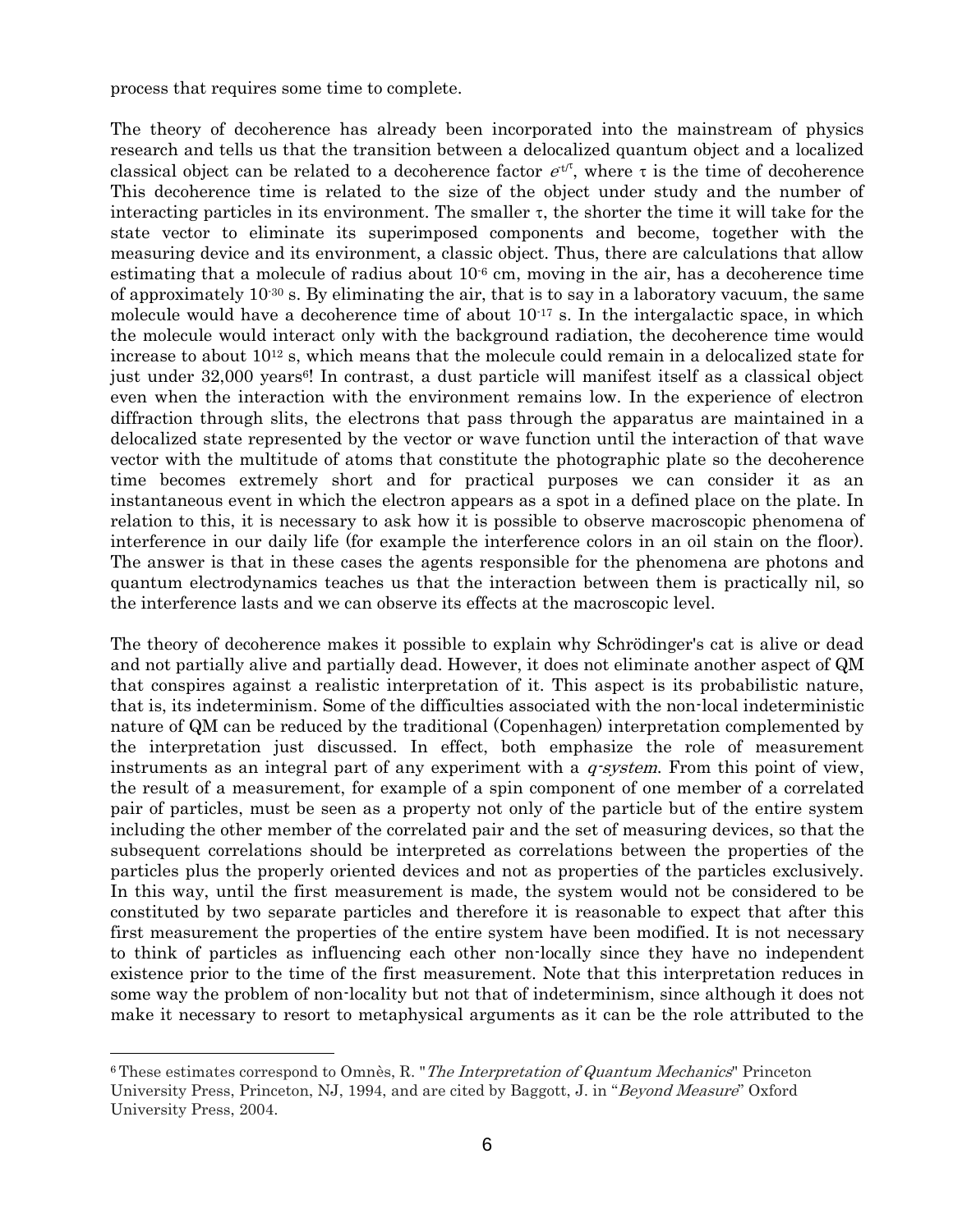process that requires some time to complete.

The theory of decoherence has already been incorporated into the mainstream of physics research and tells us that the transition between a delocalized quantum object and a localized classical object can be related to a decoherence factor $e^{-t/\tau}$, where τ is the time of decoherence This decoherence time is related to the size of the object under study and the number of interacting particles in its environment. The smaller τ, the shorter the time it will take for the state vector to eliminate its superimposed components and become, together with the measuring device and its environment, a classic object. Thus, there are calculations that allow estimating that a molecule of radius about $10^{-6}$ cm, moving in the air, has a decoherence time of approximately $10^{-30}$ s. By eliminating the air, that is to say in a laboratory vacuum, the same molecule would have a decoherence time of about $10^{-17}$ s. In the intergalactic space, in which the molecule would interact only with the background radiation, the decoherence time would increase to about $10^{12}$ s, which means that the molecule could remain in a delocalized state for just under 32,000 years[6]! In contrast, a dust particle will manifest itself as a classical object even when the interaction with the environment remains low. In the experience of electron diffraction through slits, the electrons that pass through the apparatus are maintained in a delocalized state represented by the vector or wave function until the interaction of that wave vector with the multitude of atoms that constitute the photographic plate so the decoherence time becomes extremely short and for practical purposes we can consider it as an instantaneous event in which the electron appears as a spot in a defined place on the plate. In relation to this, it is necessary to ask how it is possible to observe macroscopic phenomena of interference in our daily life (for example the interference colors in an oil stain on the floor). The answer is that in these cases the agents responsible for the phenomena are photons and quantum electrodynamics teaches us that the interaction between them is practically nil, so the interference lasts and we can observe its effects at the macroscopic level.

The theory of decoherence makes it possible to explain why Schrödinger's cat is alive or dead and not partially alive and partially dead. However, it does not eliminate another aspect of QM that conspires against a realistic interpretation of it. This aspect is its probabilistic nature, that is, its indeterminism. Some of the difficulties associated with the non-local indeterministic nature of QM can be reduced by the traditional (Copenhagen) interpretation complemented by the interpretation just discussed. In effect, both emphasize the role of measurement instruments as an integral part of any experiment with a *q-system*. From this point of view, the result of a measurement, for example of a spin component of one member of a correlated pair of particles, must be seen as a property not only of the particle but of the entire system including the other member of the correlated pair and the set of measuring devices, so that the subsequent correlations should be interpreted as correlations between the properties of the particles plus the properly oriented devices and not as properties of the particles exclusively. In this way, until the first measurement is made, the system would not be considered to be constituted by two separate particles and therefore it is reasonable to expect that after this first measurement the properties of the entire system have been modified. It is not necessary to think of particles as influencing each other non-locally since they have no independent existence prior to the time of the first measurement. Note that this interpretation reduces in some way the problem of non-locality but not that of indeterminism, since although it does not make it necessary to resort to metaphysical arguments as it can be the role attributed to the

---

[6] These estimates correspond to Omnès, R. "*The Interpretation of Quantum Mechanics*" Princeton University Press, Princeton, NJ, 1994, and are cited by Baggott, J. in "*Beyond Measure*" Oxford University Press, 2004.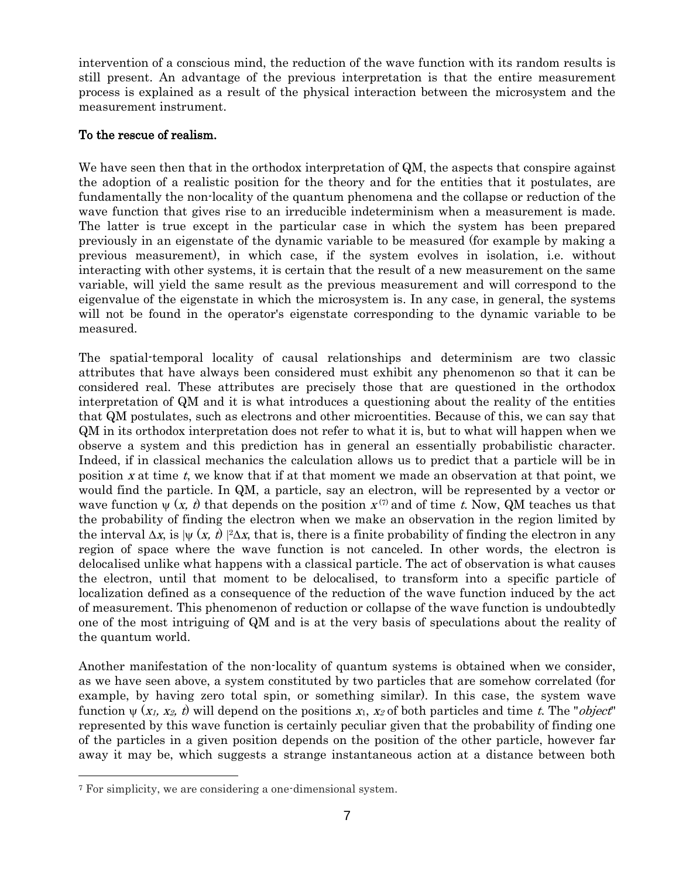intervention of a conscious mind, the reduction of the wave function with its random results is still present. An advantage of the previous interpretation is that the entire measurement process is explained as a result of the physical interaction between the microsystem and the measurement instrument.

## To the rescue of realism.

We have seen then that in the orthodox interpretation of QM, the aspects that conspire against the adoption of a realistic position for the theory and for the entities that it postulates, are fundamentally the non-locality of the quantum phenomena and the collapse or reduction of the wave function that gives rise to an irreducible indeterminism when a measurement is made. The latter is true except in the particular case in which the system has been prepared previously in an eigenstate of the dynamic variable to be measured (for example by making a previous measurement), in which case, if the system evolves in isolation, i.e. without interacting with other systems, it is certain that the result of a new measurement on the same variable, will yield the same result as the previous measurement and will correspond to the eigenvalue of the eigenstate in which the microsystem is. In any case, in general, the systems will not be found in the operator's eigenstate corresponding to the dynamic variable to be measured.

The spatial-temporal locality of causal relationships and determinism are two classic attributes that have always been considered must exhibit any phenomenon so that it can be considered real. These attributes are precisely those that are questioned in the orthodox interpretation of QM and it is what introduces a questioning about the reality of the entities that QM postulates, such as electrons and other microentities. Because of this, we can say that QM in its orthodox interpretation does not refer to what it is, but to what will happen when we observe a system and this prediction has in general an essentially probabilistic character. Indeed, if in classical mechanics the calculation allows us to predict that a particle will be in position $x$ at time $t$, we know that if at that moment we made an observation at that point, we would find the particle. In QM, a particle, say an electron, will be represented by a vector or wave function $\psi(x, t)$ that depends on the position $x$ [7] and of time $t$. Now, QM teaches us that the probability of finding the electron when we make an observation in the region limited by the interval $\Delta x$, is $|\psi(x, t)|^2 \Delta x$, that is, there is a finite probability of finding the electron in any region of space where the wave function is not canceled. In other words, the electron is delocalised unlike what happens with a classical particle. The act of observation is what causes the electron, until that moment to be delocalised, to transform into a specific particle of localization defined as a consequence of the reduction of the wave function induced by the act of measurement. This phenomenon of reduction or collapse of the wave function is undoubtedly one of the most intriguing of QM and is at the very basis of speculations about the reality of the quantum world.

Another manifestation of the non-locality of quantum systems is obtained when we consider, as we have seen above, a system constituted by two particles that are somehow correlated (for example, by having zero total spin, or something similar). In this case, the system wave function $\psi(x_1, x_2, t)$ will depend on the positions $x_1$, $x_2$ of both particles and time $t$. The "*object*" represented by this wave function is certainly peculiar given that the probability of finding one of the particles in a given position depends on the position of the other particle, however far away it may be, which suggests a strange instantaneous action at a distance between both

---

[7] For simplicity, we are considering a one-dimensional system.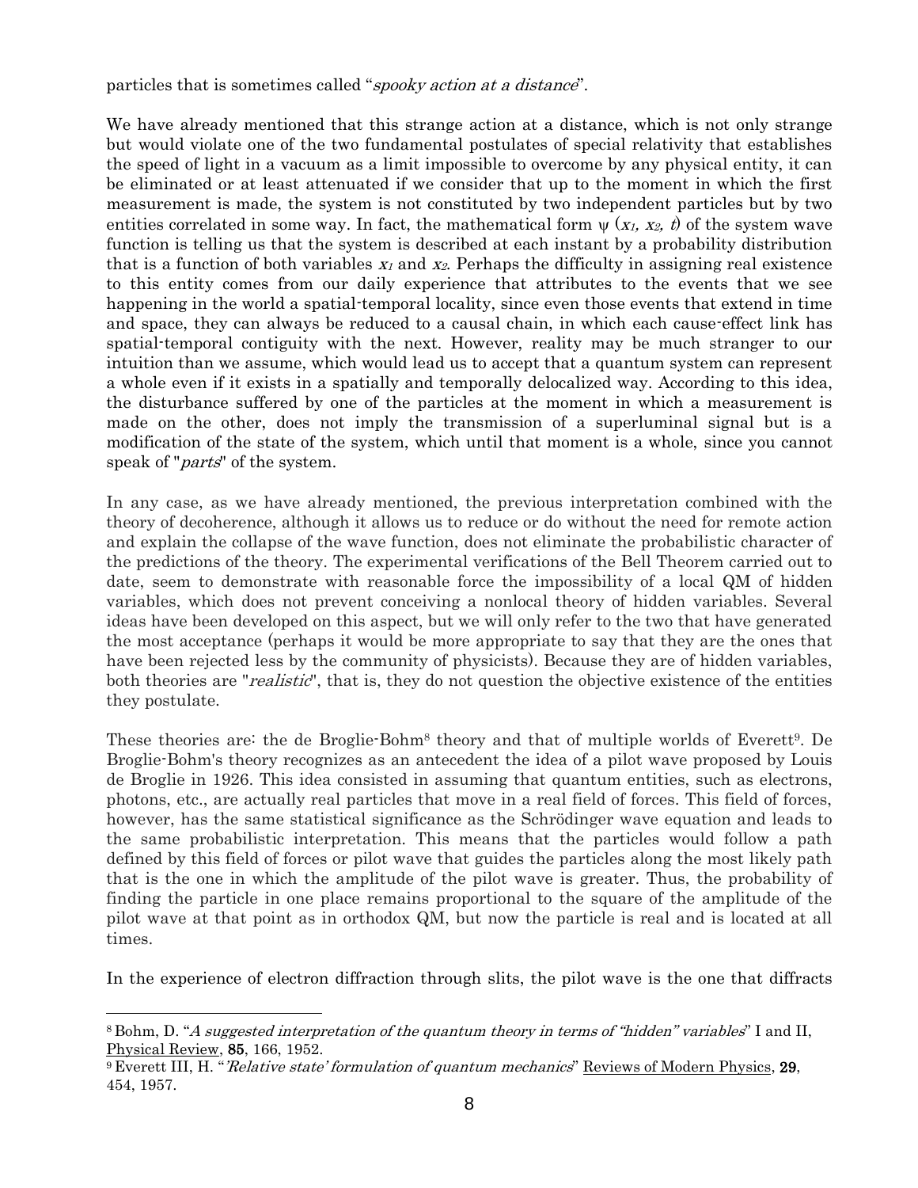particles that is sometimes called "*spooky action at a distance*".

We have already mentioned that this strange action at a distance, which is not only strange but would violate one of the two fundamental postulates of special relativity that establishes the speed of light in a vacuum as a limit impossible to overcome by any physical entity, it can be eliminated or at least attenuated if we consider that up to the moment in which the first measurement is made, the system is not constituted by two independent particles but by two entities correlated in some way. In fact, the mathematical form $\psi$ $(x_1, x_2, t)$ of the system wave function is telling us that the system is described at each instant by a probability distribution that is a function of both variables $x_1$ and $x_2$. Perhaps the difficulty in assigning real existence to this entity comes from our daily experience that attributes to the events that we see happening in the world a spatial-temporal locality, since even those events that extend in time and space, they can always be reduced to a causal chain, in which each cause-effect link has spatial-temporal contiguity with the next. However, reality may be much stranger to our intuition than we assume, which would lead us to accept that a quantum system can represent a whole even if it exists in a spatially and temporally delocalized way. According to this idea, the disturbance suffered by one of the particles at the moment in which a measurement is made on the other, does not imply the transmission of a superluminal signal but is a modification of the state of the system, which until that moment is a whole, since you cannot speak of "*parts*" of the system.

In any case, as we have already mentioned, the previous interpretation combined with the theory of decoherence, although it allows us to reduce or do without the need for remote action and explain the collapse of the wave function, does not eliminate the probabilistic character of the predictions of the theory. The experimental verifications of the Bell Theorem carried out to date, seem to demonstrate with reasonable force the impossibility of a local QM of hidden variables, which does not prevent conceiving a nonlocal theory of hidden variables. Several ideas have been developed on this aspect, but we will only refer to the two that have generated the most acceptance (perhaps it would be more appropriate to say that they are the ones that have been rejected less by the community of physicists). Because they are of hidden variables, both theories are "*realistic*", that is, they do not question the objective existence of the entities they postulate.

These theories are: the de Broglie-Bohm[8] theory and that of multiple worlds of Everett[9]. De Broglie-Bohm's theory recognizes as an antecedent the idea of a pilot wave proposed by Louis de Broglie in 1926. This idea consisted in assuming that quantum entities, such as electrons, photons, etc., are actually real particles that move in a real field of forces. This field of forces, however, has the same statistical significance as the Schrödinger wave equation and leads to the same probabilistic interpretation. This means that the particles would follow a path defined by this field of forces or pilot wave that guides the particles along the most likely path that is the one in which the amplitude of the pilot wave is greater. Thus, the probability of finding the particle in one place remains proportional to the square of the amplitude of the pilot wave at that point as in orthodox QM, but now the particle is real and is located at all times.

In the experience of electron diffraction through slits, the pilot wave is the one that diffracts

---

[8] Bohm, D. "*A suggested interpretation of the quantum theory in terms of "hidden" variables*" I and II, Physical Review, **85**, 166, 1952.

[9] Everett III, H. "*'Relative state' formulation of quantum mechanics*" Reviews of Modern Physics, **29**, 454, 1957.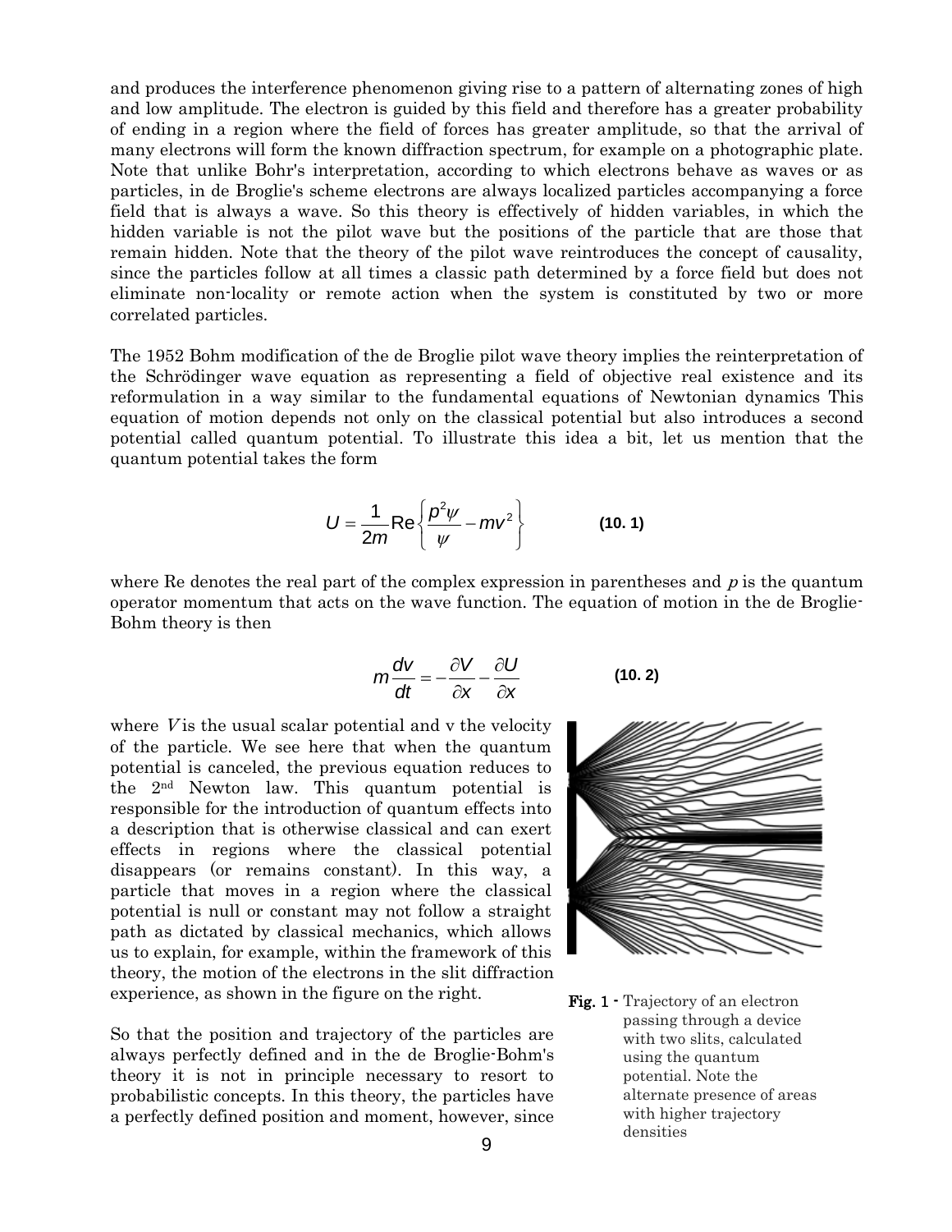and produces the interference phenomenon giving rise to a pattern of alternating zones of high and low amplitude. The electron is guided by this field and therefore has a greater probability of ending in a region where the field of forces has greater amplitude, so that the arrival of many electrons will form the known diffraction spectrum, for example on a photographic plate. Note that unlike Bohr's interpretation, according to which electrons behave as waves or as particles, in de Broglie's scheme electrons are always localized particles accompanying a force field that is always a wave. So this theory is effectively of hidden variables, in which the hidden variable is not the pilot wave but the positions of the particle that are those that remain hidden. Note that the theory of the pilot wave reintroduces the concept of causality, since the particles follow at all times a classic path determined by a force field but does not eliminate non-locality or remote action when the system is constituted by two or more correlated particles.

The 1952 Bohm modification of the de Broglie pilot wave theory implies the reinterpretation of the Schrödinger wave equation as representing a field of objective real existence and its reformulation in a way similar to the fundamental equations of Newtonian dynamics This equation of motion depends not only on the classical potential but also introduces a second potential called quantum potential. To illustrate this idea a bit, let us mention that the quantum potential takes the form

$$U = \frac{1}{2m}\mathrm{Re}\left\{\frac{p^2\psi}{\psi} - mv^2\right\} \qquad \textbf{(10. 1)}$$

where Re denotes the real part of the complex expression in parentheses and $p$ is the quantum operator momentum that acts on the wave function. The equation of motion in the de Broglie-Bohm theory is then

$$m\frac{dv}{dt} = -\frac{\partial V}{\partial x} - \frac{\partial U}{\partial x} \qquad \textbf{(10. 2)}$$

where $V$ is the usual scalar potential and v the velocity of the particle. We see here that when the quantum potential is canceled, the previous equation reduces to the 2nd Newton law. This quantum potential is responsible for the introduction of quantum effects into a description that is otherwise classical and can exert effects in regions where the classical potential disappears (or remains constant). In this way, a particle that moves in a region where the classical potential is null or constant may not follow a straight path as dictated by classical mechanics, which allows us to explain, for example, within the framework of this theory, the motion of the electrons in the slit diffraction experience, as shown in the figure on the right.

**Fig. 1 -** Trajectory of an electron passing through a device with two slits, calculated using the quantum potential. Note the alternate presence of areas with higher trajectory densities

So that the position and trajectory of the particles are always perfectly defined and in the de Broglie-Bohm's theory it is not in principle necessary to resort to probabilistic concepts. In this theory, the particles have a perfectly defined position and moment, however, since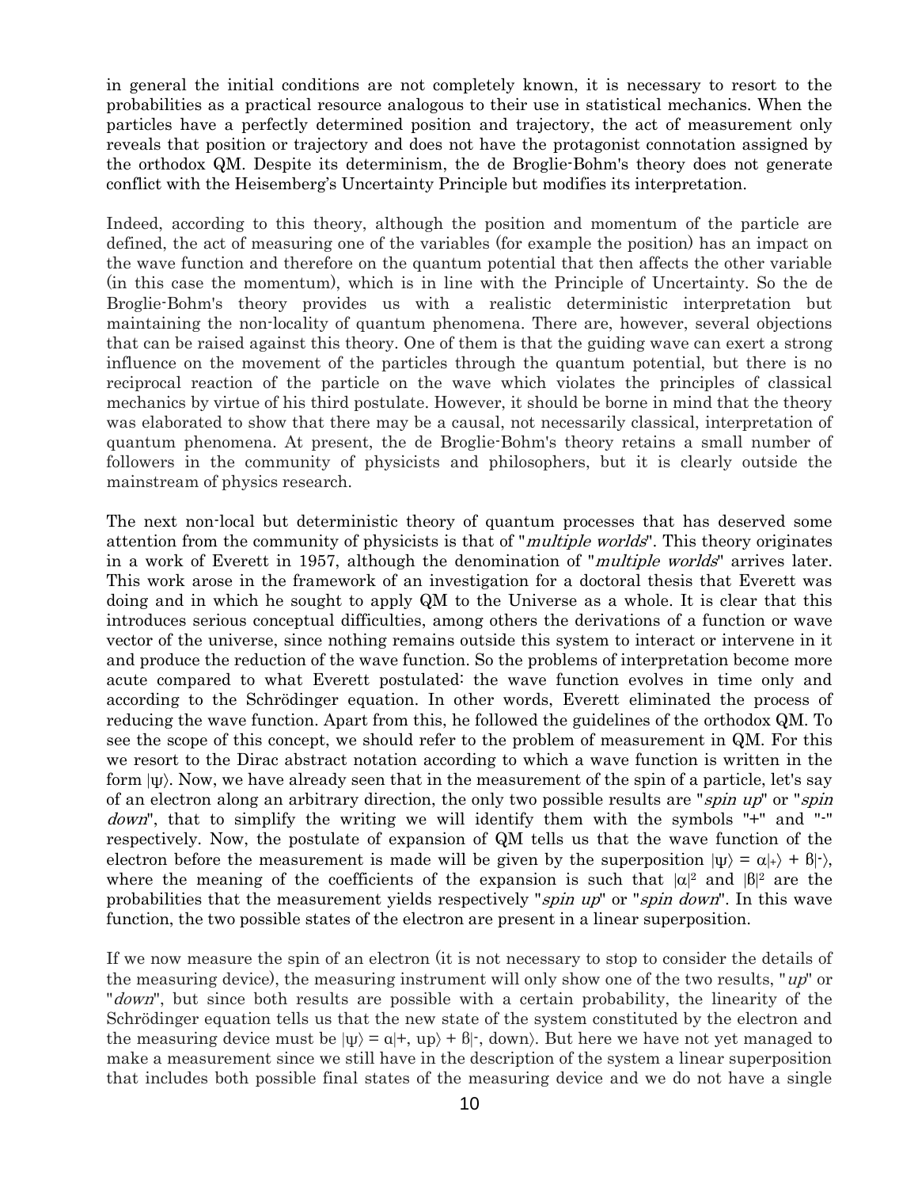in general the initial conditions are not completely known, it is necessary to resort to the probabilities as a practical resource analogous to their use in statistical mechanics. When the particles have a perfectly determined position and trajectory, the act of measurement only reveals that position or trajectory and does not have the protagonist connotation assigned by the orthodox QM. Despite its determinism, the de Broglie-Bohm's theory does not generate conflict with the Heisemberg's Uncertainty Principle but modifies its interpretation.

Indeed, according to this theory, although the position and momentum of the particle are defined, the act of measuring one of the variables (for example the position) has an impact on the wave function and therefore on the quantum potential that then affects the other variable (in this case the momentum), which is in line with the Principle of Uncertainty. So the de Broglie-Bohm's theory provides us with a realistic deterministic interpretation but maintaining the non-locality of quantum phenomena. There are, however, several objections that can be raised against this theory. One of them is that the guiding wave can exert a strong influence on the movement of the particles through the quantum potential, but there is no reciprocal reaction of the particle on the wave which violates the principles of classical mechanics by virtue of his third postulate. However, it should be borne in mind that the theory was elaborated to show that there may be a causal, not necessarily classical, interpretation of quantum phenomena. At present, the de Broglie-Bohm's theory retains a small number of followers in the community of physicists and philosophers, but it is clearly outside the mainstream of physics research.

The next non-local but deterministic theory of quantum processes that has deserved some attention from the community of physicists is that of "*multiple worlds*". This theory originates in a work of Everett in 1957, although the denomination of "*multiple worlds*" arrives later. This work arose in the framework of an investigation for a doctoral thesis that Everett was doing and in which he sought to apply QM to the Universe as a whole. It is clear that this introduces serious conceptual difficulties, among others the derivations of a function or wave vector of the universe, since nothing remains outside this system to interact or intervene in it and produce the reduction of the wave function. So the problems of interpretation become more acute compared to what Everett postulated: the wave function evolves in time only and according to the Schrödinger equation. In other words, Everett eliminated the process of reducing the wave function. Apart from this, he followed the guidelines of the orthodox QM. To see the scope of this concept, we should refer to the problem of measurement in QM. For this we resort to the Dirac abstract notation according to which a wave function is written in the form $|\psi\rangle$. Now, we have already seen that in the measurement of the spin of a particle, let's say of an electron along an arbitrary direction, the only two possible results are "*spin up*" or "*spin down*", that to simplify the writing we will identify them with the symbols "+" and "-" respectively. Now, the postulate of expansion of QM tells us that the wave function of the electron before the measurement is made will be given by the superposition $|\psi\rangle = \alpha|+\rangle + \beta|-\rangle$, where the meaning of the coefficients of the expansion is such that $|\alpha|^2$ and $|\beta|^2$ are the probabilities that the measurement yields respectively "*spin up*" or "*spin down*". In this wave function, the two possible states of the electron are present in a linear superposition.

If we now measure the spin of an electron (it is not necessary to stop to consider the details of the measuring device), the measuring instrument will only show one of the two results, "*up*" or "*down*", but since both results are possible with a certain probability, the linearity of the Schrödinger equation tells us that the new state of the system constituted by the electron and the measuring device must be $|\psi\rangle = \alpha|+, \text{up}\rangle + \beta|-, \text{down}\rangle$. But here we have not yet managed to make a measurement since we still have in the description of the system a linear superposition that includes both possible final states of the measuring device and we do not have a single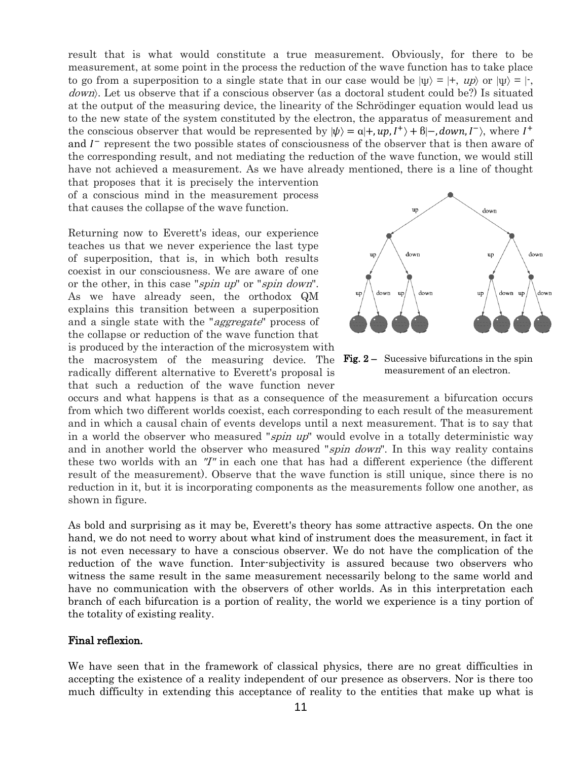result that is what would constitute a true measurement. Obviously, for there to be measurement, at some point in the process the reduction of the wave function has to take place to go from a superposition to a single state that in our case would be $|\psi\rangle = |+, up\rangle$ or $|\psi\rangle = |-, down\rangle$. Let us observe that if a conscious observer (as a doctoral student could be?) Is situated at the output of the measuring device, the linearity of the Schrödinger equation would lead us to the new state of the system constituted by the electron, the apparatus of measurement and the conscious observer that would be represented by $|\psi\rangle = \alpha|+, up, I^+\rangle + \beta|-, down, I^-\rangle$, where $I^+$ and $I^-$ represent the two possible states of consciousness of the observer that is then aware of the corresponding result, and not mediating the reduction of the wave function, we would still have not achieved a measurement. As we have already mentioned, there is a line of thought that proposes that it is precisely the intervention of a conscious mind in the measurement process that causes the collapse of the wave function.

Returning now to Everett's ideas, our experience teaches us that we never experience the last type of superposition, that is, in which both results coexist in our consciousness. We are aware of one or the other, in this case "*spin up*" or "*spin down*". As we have already seen, the orthodox QM explains this transition between a superposition and a single state with the "*aggregate*" process of the collapse or reduction of the wave function that is produced by the interaction of the microsystem with the macrosystem of the measuring device. The radically different alternative to Everett's proposal is that such a reduction of the wave function never occurs and what happens is that as a consequence of the measurement a bifurcation occurs from which two different worlds coexist, each corresponding to each result of the measurement and in which a causal chain of events develops until a next measurement. That is to say that in a world the observer who measured "*spin up*" would evolve in a totally deterministic way and in another world the observer who measured "*spin down*". In this way reality contains these two worlds with an *"I"* in each one that has had a different experience (the different result of the measurement). Observe that the wave function is still unique, since there is no reduction in it, but it is incorporating components as the measurements follow one another, as shown in figure.

**Fig. 2 –** Sucessive bifurcations in the spin measurement of an electron.

As bold and surprising as it may be, Everett's theory has some attractive aspects. On the one hand, we do not need to worry about what kind of instrument does the measurement, in fact it is not even necessary to have a conscious observer. We do not have the complication of the reduction of the wave function. Inter-subjectivity is assured because two observers who witness the same result in the same measurement necessarily belong to the same world and have no communication with the observers of other worlds. As in this interpretation each branch of each bifurcation is a portion of reality, the world we experience is a tiny portion of the totality of existing reality.

## Final reflexion.

We have seen that in the framework of classical physics, there are no great difficulties in accepting the existence of a reality independent of our presence as observers. Nor is there too much difficulty in extending this acceptance of reality to the entities that make up what is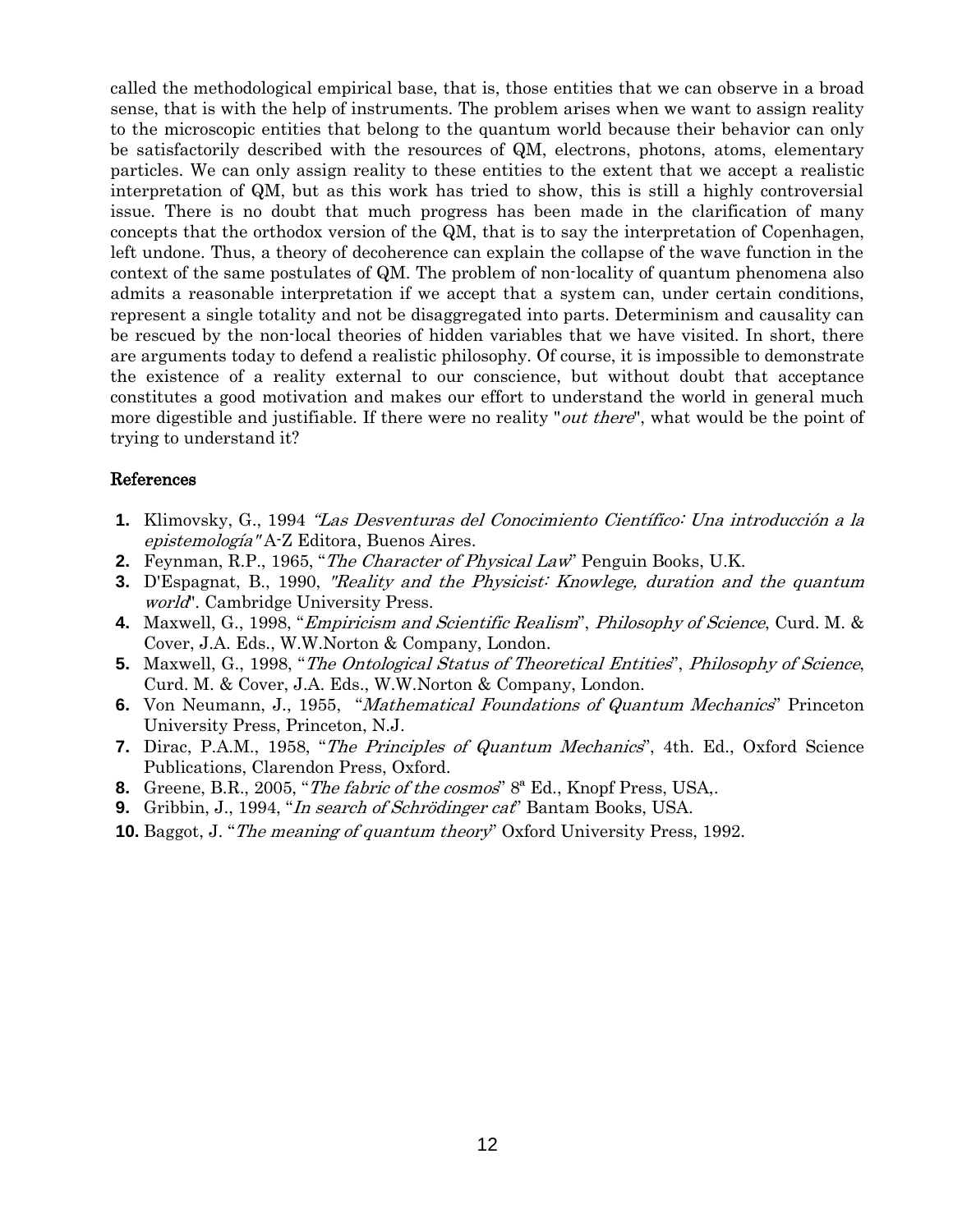called the methodological empirical base, that is, those entities that we can observe in a broad sense, that is with the help of instruments. The problem arises when we want to assign reality to the microscopic entities that belong to the quantum world because their behavior can only be satisfactorily described with the resources of QM, electrons, photons, atoms, elementary particles. We can only assign reality to these entities to the extent that we accept a realistic interpretation of QM, but as this work has tried to show, this is still a highly controversial issue. There is no doubt that much progress has been made in the clarification of many concepts that the orthodox version of the QM, that is to say the interpretation of Copenhagen, left undone. Thus, a theory of decoherence can explain the collapse of the wave function in the context of the same postulates of QM. The problem of non-locality of quantum phenomena also admits a reasonable interpretation if we accept that a system can, under certain conditions, represent a single totality and not be disaggregated into parts. Determinism and causality can be rescued by the non-local theories of hidden variables that we have visited. In short, there are arguments today to defend a realistic philosophy. Of course, it is impossible to demonstrate the existence of a reality external to our conscience, but without doubt that acceptance constitutes a good motivation and makes our effort to understand the world in general much more digestible and justifiable. If there were no reality "*out there*", what would be the point of trying to understand it?

## References

1. Klimovsky, G., 1994 *"Las Desventuras del Conocimiento Científico: Una introducción a la epistemología"* A-Z Editora, Buenos Aires.
2. Feynman, R.P., 1965, "*The Character of Physical Law*" Penguin Books, U.K.
3. D'Espagnat, B., 1990, *"Reality and the Physicist: Knowlege, duration and the quantum world*". Cambridge University Press.
4. Maxwell, G., 1998, "*Empiricism and Scientific Realism*", *Philosophy of Science*, Curd. M. & Cover, J.A. Eds., W.W.Norton & Company, London.
5. Maxwell, G., 1998, "*The Ontological Status of Theoretical Entities*", *Philosophy of Science*, Curd. M. & Cover, J.A. Eds., W.W.Norton & Company, London.
6. Von Neumann, J., 1955, "*Mathematical Foundations of Quantum Mechanics*" Princeton University Press, Princeton, N.J.
7. Dirac, P.A.M., 1958, "*The Principles of Quantum Mechanics*", 4th. Ed., Oxford Science Publications, Clarendon Press, Oxford.
8. Greene, B.R., 2005, "*The fabric of the cosmos*" 8ª Ed., Knopf Press, USA,.
9. Gribbin, J., 1994, "*In search of Schrödinger cat*" Bantam Books, USA.
10. Baggot, J. "*The meaning of quantum theory*" Oxford University Press, 1992.